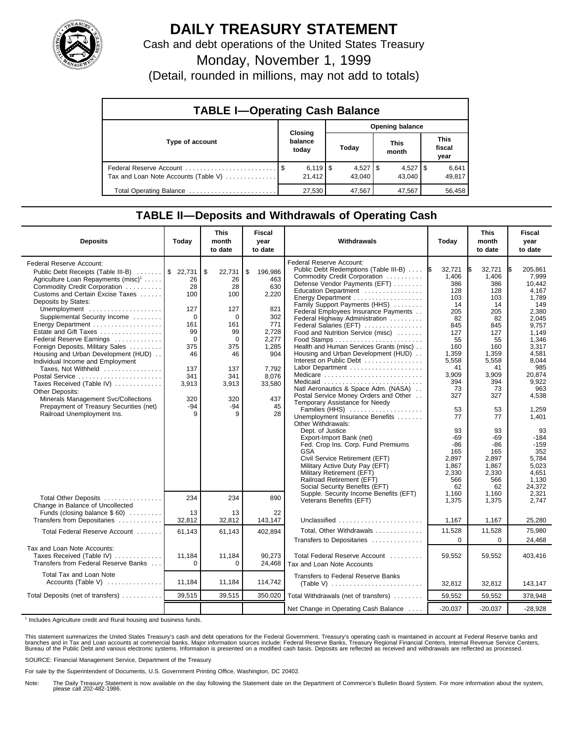# DAILY TREASURY STATEMENT

Cash and debt operations of the United States Treasury

Monday, November 1, 1999

(Detail, rounded in millions, may not add to totals)

## TABLE I—Operating Cash Balance

| Type of account | Closing balance today | Opening balance Today | This month | This fiscal year |
|---|---|---|---|---|
| Federal Reserve Account | $ 6,119 | $ 4,527 | $ 4,527 | $ 6,641 |
| Tax and Loan Note Accounts (Table V) | 21,412 | 43,040 | 43,040 | 49,817 |
| Total Operating Balance | 27,530 | 47,567 | 47,567 | 56,458 |

## TABLE II—Deposits and Withdrawals of Operating Cash

| Deposits | Today | This month to date | Fiscal year to date |
|---|---|---|---|
| Federal Reserve Account: | | | |
| Public Debt Receipts (Table III-B) | $ 22,731 | $ 22,731 | $ 196,986 |
| Agriculture Loan Repayments (misc)[1] | 26 | 26 | 463 |
| Commodity Credit Corporation | 28 | 28 | 630 |
| Customs and Certain Excise Taxes | 100 | 100 | 2,220 |
| Deposits by States: | | | |
| Unemployment | 127 | 127 | 821 |
| Supplemental Security Income | 0 | 0 | 302 |
| Energy Department | 161 | 161 | 771 |
| Estate and Gift Taxes | 99 | 99 | 2,728 |
| Federal Reserve Earnings | 0 | 0 | 2,277 |
| Foreign Deposits, Military Sales | 375 | 375 | 1,285 |
| Housing and Urban Development (HUD) | 46 | 46 | 904 |
| Individual Income and Employment Taxes, Not Withheld | 137 | 137 | 7,792 |
| Postal Service | 341 | 341 | 8,076 |
| Taxes Received (Table IV) | 3,913 | 3,913 | 33,580 |
| Other Deposits: | | | |
| Minerals Management Svc/Collections | 320 | 320 | 437 |
| Prepayment of Treasury Securities (net) | -94 | -94 | 45 |
| Railroad Unemployment Ins. | 9 | 9 | 28 |
| Total Other Deposits | 234 | 234 | 890 |
| Change in Balance of Uncollected Funds (closing balance $ 60) | 13 | 13 | 22 |
| Transfers from Depositaries | 32,812 | 32,812 | 143,147 |
| Total Federal Reserve Account | 61,143 | 61,143 | 402,894 |
| Tax and Loan Note Accounts: | | | |
| Taxes Received (Table IV) | 11,184 | 11,184 | 90,273 |
| Transfers from Federal Reserve Banks | 0 | 0 | 24,468 |
| Total Tax and Loan Note Accounts (Table V) | 11,184 | 11,184 | 114,742 |
| Total Deposits (net of transfers) | 39,515 | 39,515 | 350,020 |

| Withdrawals | Today | This month to date | Fiscal year to date |
|---|---|---|---|
| Federal Reserve Account: | | | |
| Public Debt Redemptions (Table III-B) | $ 32,721 | $ 32,721 | $ 205,861 |
| Commodity Credit Corporation | 1,406 | 1,406 | 7,999 |
| Defense Vendor Payments (EFT) | 386 | 386 | 10,442 |
| Education Department | 128 | 128 | 4,167 |
| Energy Department | 103 | 103 | 1,789 |
| Family Support Payments (HHS) | 14 | 14 | 149 |
| Federal Employees Insurance Payments | 205 | 205 | 2,380 |
| Federal Highway Administration | 82 | 82 | 2,045 |
| Federal Salaries (EFT) | 845 | 845 | 9,757 |
| Food and Nutrition Service (misc) | 127 | 127 | 1,149 |
| Food Stamps | 55 | 55 | 1,346 |
| Health and Human Services Grants (misc) | 160 | 160 | 3,317 |
| Housing and Urban Development (HUD) | 1,359 | 1,359 | 4,581 |
| Interest on Public Debt | 5,558 | 5,558 | 8,044 |
| Labor Department | 41 | 41 | 985 |
| Medicare | 3,909 | 3,909 | 20,874 |
| Medicaid | 394 | 394 | 9,922 |
| Natl Aeronautics & Space Adm. (NASA) | 73 | 73 | 963 |
| Postal Service Money Orders and Other | 327 | 327 | 4,538 |
| Temporary Assistance for Needy Families (HHS) | 53 | 53 | 1,259 |
| Unemployment Insurance Benefits | 77 | 77 | 1,401 |
| Other Withdrawals: | | | |
| Dept. of Justice | 93 | 93 | 93 |
| Export-Import Bank (net) | -69 | -69 | -184 |
| Fed. Crop Ins. Corp. Fund Premiums | -86 | -86 | -159 |
| GSA | 165 | 165 | 352 |
| Civil Service Retirement (EFT) | 2,897 | 2,897 | 5,784 |
| Military Active Duty Pay (EFT) | 1,867 | 1,867 | 5,023 |
| Military Retirement (EFT) | 2,330 | 2,330 | 4,651 |
| Railroad Retirement (EFT) | 566 | 566 | 1,130 |
| Social Security Benefits (EFT) | 62 | 62 | 24,372 |
| Supple. Security Income Benefits (EFT) | 1,160 | 1,160 | 2,321 |
| Veterans Benefits (EFT) | 1,375 | 1,375 | 2,747 |
| Unclassified | 1,167 | 1,167 | 25,280 |
| Total, Other Withdrawals | 11,528 | 11,528 | 75,980 |
| Transfers to Depositaries | 0 | 0 | 24,468 |
| Total Federal Reserve Account | 59,552 | 59,552 | 403,416 |
| Tax and Loan Note Accounts | | | |
| Transfers to Federal Reserve Banks (Table V) | 32,812 | 32,812 | 143,147 |
| Total Withdrawals (net of transfers) | 59,552 | 59,552 | 378,948 |
| Net Change in Operating Cash Balance | -20,037 | -20,037 | -28,928 |

[1] Includes Agriculture credit and Rural housing and business funds.

This statement summarizes the United States Treasury's cash and debt operations for the Federal Government. Treasury's operating cash is maintained in account at Federal Reserve banks and branches and in Tax and Loan accounts at commercial banks. Major information sources include: Federal Reserve Banks, Treasury Regional Financial Centers, Internal Revenue Service Centers, Bureau of the Public Debt and various electronic systems. Information is presented on a modified cash basis. Deposits are reflected as received and withdrawals are reflected as processed.

SOURCE: Financial Management Service, Department of the Treasury

For sale by the Superintendent of Documents, U.S. Government Printing Office, Washington, DC 20402.

Note: The Daily Treasury Statement is now available on the day following the Statement date on the Department of Commerce's Bulletin Board System. For more information about the system, please call 202-482-1986.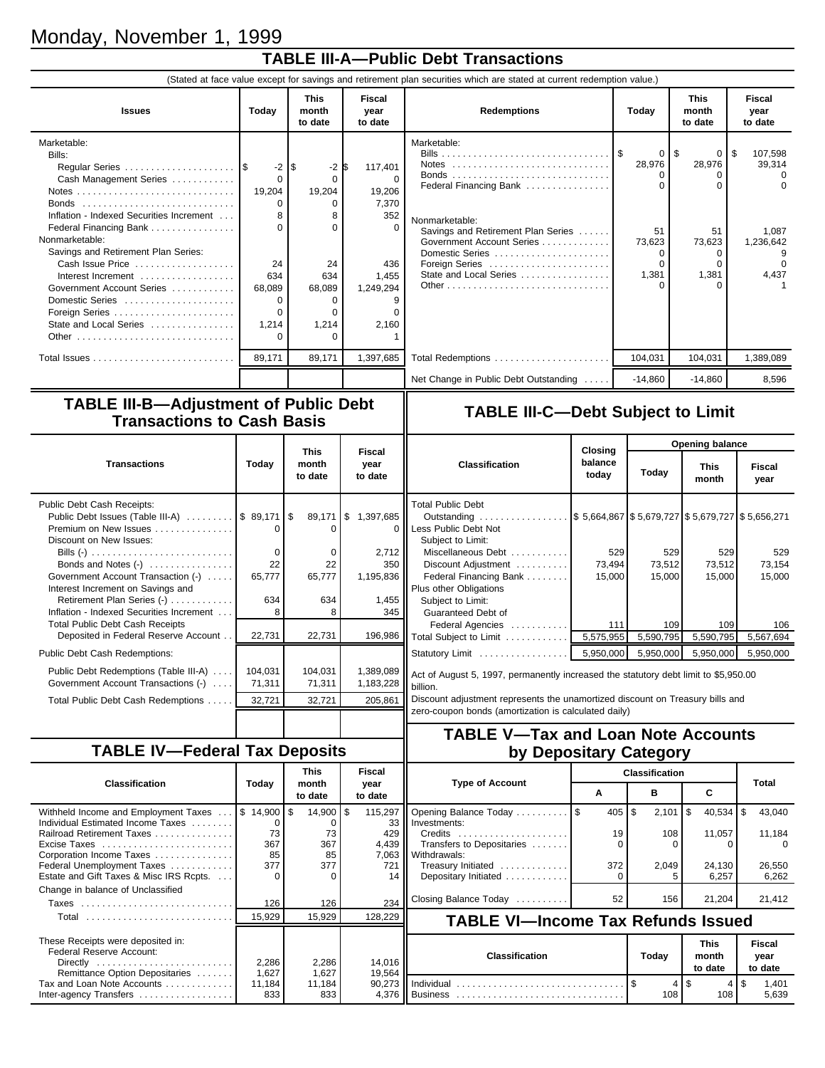Monday, November 1, 1999

## TABLE III-A—Public Debt Transactions

(Stated at face value except for savings and retirement plan securities which are stated at current redemption value.)

| Issues | Today | This month to date | Fiscal year to date |
|---|---|---|---|
| Marketable: | | | |
| Bills: | | | |
| Regular Series | $ -2 | $ -2 | $ 117,401 |
| Cash Management Series | 0 | 0 | 0 |
| Notes | 19,204 | 19,204 | 19,206 |
| Bonds | 0 | 0 | 7,370 |
| Inflation - Indexed Securities Increment | 8 | 8 | 352 |
| Federal Financing Bank | 0 | 0 | 0 |
| Nonmarketable: | | | |
| Savings and Retirement Plan Series: | | | |
| Cash Issue Price | 24 | 24 | 436 |
| Interest Increment | 634 | 634 | 1,455 |
| Government Account Series | 68,089 | 68,089 | 1,249,294 |
| Domestic Series | 0 | 0 | 9 |
| Foreign Series | 0 | 0 | 0 |
| State and Local Series | 1,214 | 1,214 | 2,160 |
| Other | 0 | 0 | 1 |
| Total Issues | 89,171 | 89,171 | 1,397,685 |

| Redemptions | Today | This month to date | Fiscal year to date |
|---|---|---|---|
| Marketable: | | | |
| Bills | $ 0 | $ 0 | $ 107,598 |
| Notes | 28,976 | 28,976 | 39,314 |
| Bonds | 0 | 0 | 0 |
| Federal Financing Bank | 0 | 0 | 0 |
| Nonmarketable: | | | |
| Savings and Retirement Plan Series | 51 | 51 | 1,087 |
| Government Account Series | 73,623 | 73,623 | 1,236,642 |
| Domestic Series | 0 | 0 | 9 |
| Foreign Series | 0 | 0 | 0 |
| State and Local Series | 1,381 | 1,381 | 4,437 |
| Other | 0 | 0 | 1 |
| Total Redemptions | 104,031 | 104,031 | 1,389,089 |
| Net Change in Public Debt Outstanding | -14,860 | -14,860 | 8,596 |

## TABLE III-B—Adjustment of Public Debt Transactions to Cash Basis

| Transactions | Today | This month to date | Fiscal year to date |
|---|---|---|---|
| Public Debt Cash Receipts: | | | |
| Public Debt Issues (Table III-A) | $ 89,171 | $ 89,171 | $ 1,397,685 |
| Premium on New Issues | 0 | 0 | 0 |
| Discount on New Issues: | | | |
| Bills (-) | 0 | 0 | 2,712 |
| Bonds and Notes (-) | 22 | 22 | 350 |
| Government Account Transaction (-) | 65,777 | 65,777 | 1,195,836 |
| Interest Increment on Savings and Retirement Plan Series (-) | 634 | 634 | 1,455 |
| Inflation - Indexed Securities Increment | 8 | 8 | 345 |
| Total Public Debt Cash Receipts Deposited in Federal Reserve Account | 22,731 | 22,731 | 196,986 |
| Public Debt Cash Redemptions: | | | |
| Public Debt Redemptions (Table III-A) | 104,031 | 104,031 | 1,389,089 |
| Government Account Transactions (-) | 71,311 | 71,311 | 1,183,228 |
| Total Public Debt Cash Redemptions | 32,721 | 32,721 | 205,861 |

## TABLE III-C—Debt Subject to Limit

| Classification | Closing balance today | Opening balance Today | Opening balance This month | Opening balance Fiscal year |
|---|---|---|---|---|
| Total Public Debt Outstanding | $ 5,664,867 | $ 5,679,727 | $ 5,679,727 | $ 5,656,271 |
| Less Public Debt Not Subject to Limit: | | | | |
| Miscellaneous Debt | 529 | 529 | 529 | 529 |
| Discount Adjustment | 73,494 | 73,512 | 73,512 | 73,154 |
| Federal Financing Bank | 15,000 | 15,000 | 15,000 | 15,000 |
| Plus other Obligations Subject to Limit: | | | | |
| Guaranteed Debt of Federal Agencies | 111 | 109 | 109 | 106 |
| Total Subject to Limit | 5,575,955 | 5,590,795 | 5,590,795 | 5,567,694 |
| Statutory Limit | 5,950,000 | 5,950,000 | 5,950,000 | 5,950,000 |

Act of August 5, 1997, permanently increased the statutory debt limit to $5,950.00 billion.

Discount adjustment represents the unamortized discount on Treasury bills and zero-coupon bonds (amortization is calculated daily)

## TABLE IV—Federal Tax Deposits

| Classification | Today | This month to date | Fiscal year to date |
|---|---|---|---|
| Withheld Income and Employment Taxes | $ 14,900 | $ 14,900 | $ 115,297 |
| Individual Estimated Income Taxes | 0 | 0 | 33 |
| Railroad Retirement Taxes | 73 | 73 | 429 |
| Excise Taxes | 367 | 367 | 4,439 |
| Corporation Income Taxes | 85 | 85 | 7,063 |
| Federal Unemployment Taxes | 377 | 377 | 721 |
| Estate and Gift Taxes & Misc IRS Rcpts. | 0 | 0 | 14 |
| Change in balance of Unclassified Taxes | 126 | 126 | 234 |
| Total | 15,929 | 15,929 | 128,229 |
| These Receipts were deposited in: | | | |
| Federal Reserve Account: | | | |
| Directly | 2,286 | 2,286 | 14,016 |
| Remittance Option Depositaries | 1,627 | 1,627 | 19,564 |
| Tax and Loan Note Accounts | 11,184 | 11,184 | 90,273 |
| Inter-agency Transfers | 833 | 833 | 4,376 |

## TABLE V—Tax and Loan Note Accounts by Depositary Category

| Type of Account | Classification A | Classification B | Classification C | Total |
|---|---|---|---|---|
| Opening Balance Today | $ 405 | $ 2,101 | $ 40,534 | $ 43,040 |
| Investments: | | | | |
| Credits | 19 | 108 | 11,057 | 11,184 |
| Transfers to Depositaries | 0 | 0 | 0 | 0 |
| Withdrawals: | | | | |
| Treasury Initiated | 372 | 2,049 | 24,130 | 26,550 |
| Depositary Initiated | 0 | 5 | 6,257 | 6,262 |
| Closing Balance Today | 52 | 156 | 21,204 | 21,412 |

## TABLE VI—Income Tax Refunds Issued

| Classification | Today | This month to date | Fiscal year to date |
|---|---|---|---|
| Individual | $ 4 | $ 4 | $ 1,401 |
| Business | 108 | 108 | 5,639 |